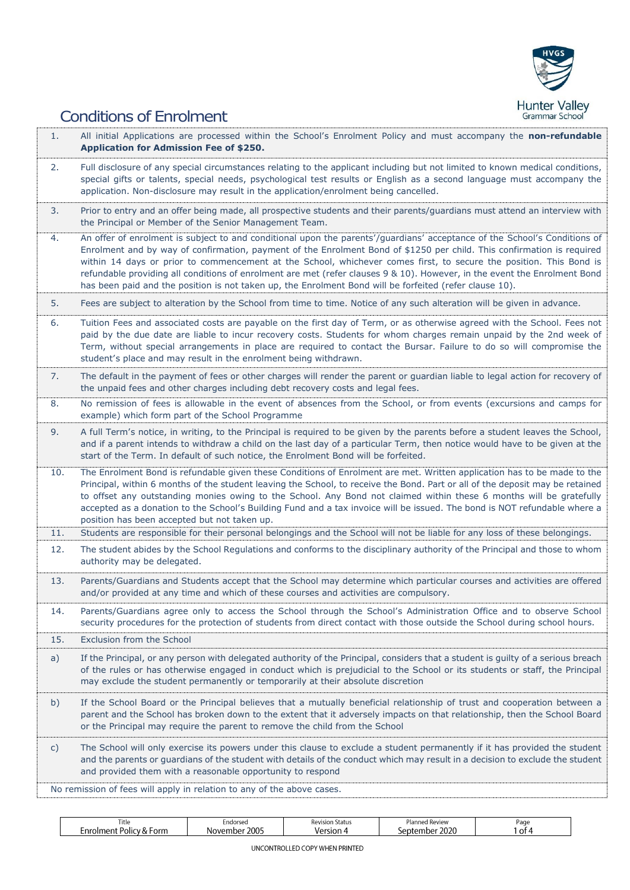# Conditions of Enrolment

1. All initial Applications are processed within the School's Enrolment Policy and must accompany the **non-refundable Application for Admission Fee of $250.**

2. Full disclosure of any special circumstances relating to the applicant including but not limited to known medical conditions, special gifts or talents, special needs, psychological test results or English as a second language must accompany the application. Non-disclosure may result in the application/enrolment being cancelled.

3. Prior to entry and an offer being made, all prospective students and their parents/guardians must attend an interview with the Principal or Member of the Senior Management Team.

4. An offer of enrolment is subject to and conditional upon the parents'/guardians' acceptance of the School's Conditions of Enrolment and by way of confirmation, payment of the Enrolment Bond of $1250 per child. This confirmation is required within 14 days or prior to commencement at the School, whichever comes first, to secure the position. This Bond is refundable providing all conditions of enrolment are met (refer clauses 9 & 10). However, in the event the Enrolment Bond has been paid and the position is not taken up, the Enrolment Bond will be forfeited (refer clause 10).

5. Fees are subject to alteration by the School from time to time. Notice of any such alteration will be given in advance.

6. Tuition Fees and associated costs are payable on the first day of Term, or as otherwise agreed with the School. Fees not paid by the due date are liable to incur recovery costs. Students for whom charges remain unpaid by the 2nd week of Term, without special arrangements in place are required to contact the Bursar. Failure to do so will compromise the student's place and may result in the enrolment being withdrawn.

7. The default in the payment of fees or other charges will render the parent or guardian liable to legal action for recovery of the unpaid fees and other charges including debt recovery costs and legal fees.

8. No remission of fees is allowable in the event of absences from the School, or from events (excursions and camps for example) which form part of the School Programme

9. A full Term's notice, in writing, to the Principal is required to be given by the parents before a student leaves the School, and if a parent intends to withdraw a child on the last day of a particular Term, then notice would have to be given at the start of the Term. In default of such notice, the Enrolment Bond will be forfeited.

10. The Enrolment Bond is refundable given these Conditions of Enrolment are met. Written application has to be made to the Principal, within 6 months of the student leaving the School, to receive the Bond. Part or all of the deposit may be retained to offset any outstanding monies owing to the School. Any Bond not claimed within these 6 months will be gratefully accepted as a donation to the School's Building Fund and a tax invoice will be issued. The bond is NOT refundable where a position has been accepted but not taken up.

11. Students are responsible for their personal belongings and the School will not be liable for any loss of these belongings.

12. The student abides by the School Regulations and conforms to the disciplinary authority of the Principal and those to whom authority may be delegated.

13. Parents/Guardians and Students accept that the School may determine which particular courses and activities are offered and/or provided at any time and which of these courses and activities are compulsory.

14. Parents/Guardians agree only to access the School through the School's Administration Office and to observe School security procedures for the protection of students from direct contact with those outside the School during school hours.

15. Exclusion from the School

    a) If the Principal, or any person with delegated authority of the Principal, considers that a student is guilty of a serious breach of the rules or has otherwise engaged in conduct which is prejudicial to the School or its students or staff, the Principal may exclude the student permanently or temporarily at their absolute discretion

    b) If the School Board or the Principal believes that a mutually beneficial relationship of trust and cooperation between a parent and the School has broken down to the extent that it adversely impacts on that relationship, then the School Board or the Principal may require the parent to remove the child from the School

    c) The School will only exercise its powers under this clause to exclude a student permanently if it has provided the student and the parents or guardians of the student with details of the conduct which may result in a decision to exclude the student and provided them with a reasonable opportunity to respond

No remission of fees will apply in relation to any of the above cases.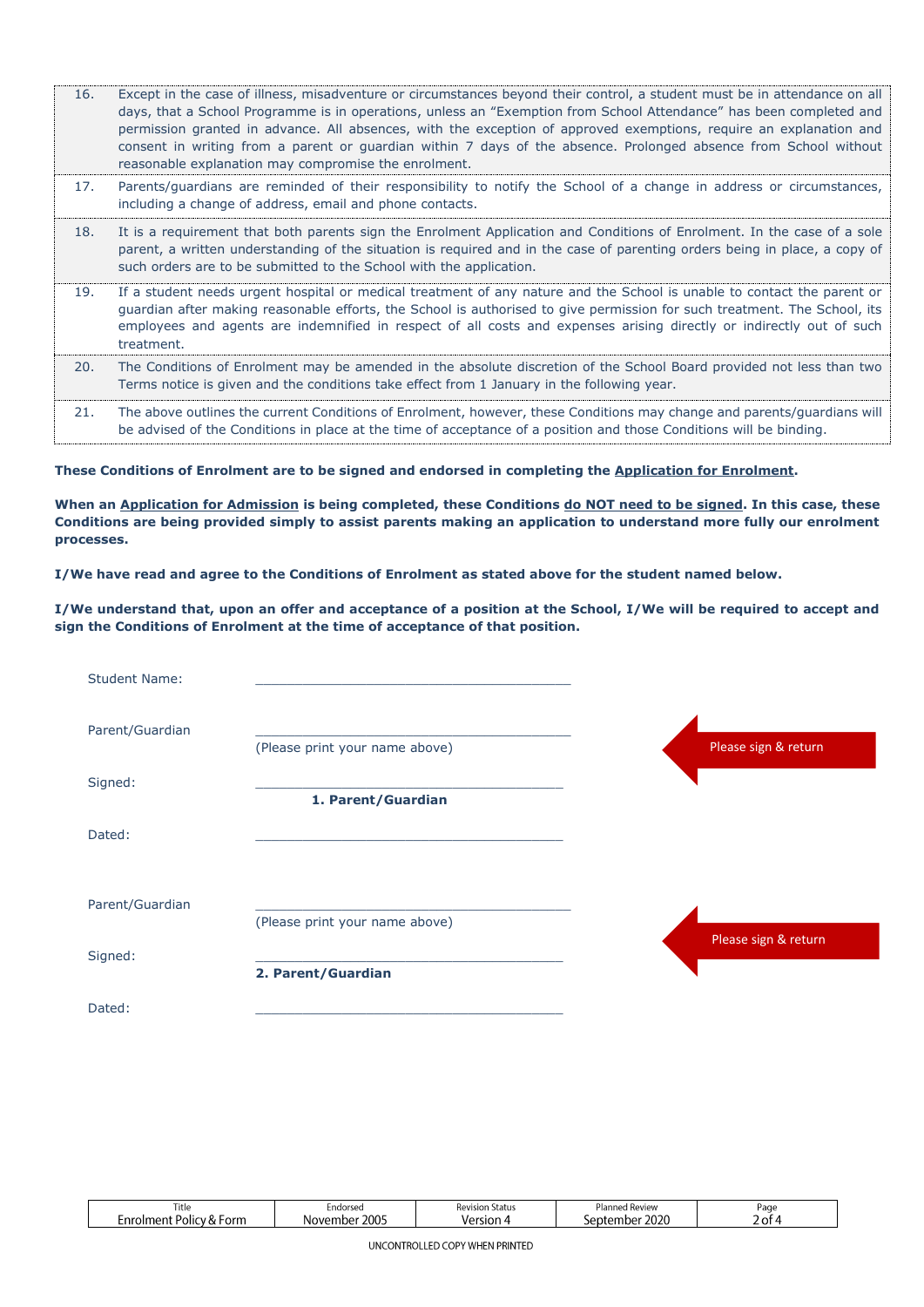| | |
|---|---|
| 16. | Except in the case of illness, misadventure or circumstances beyond their control, a student must be in attendance on all days, that a School Programme is in operations, unless an "Exemption from School Attendance" has been completed and permission granted in advance. All absences, with the exception of approved exemptions, require an explanation and consent in writing from a parent or guardian within 7 days of the absence. Prolonged absence from School without reasonable explanation may compromise the enrolment. |
| 17. | Parents/guardians are reminded of their responsibility to notify the School of a change in address or circumstances, including a change of address, email and phone contacts. |
| 18. | It is a requirement that both parents sign the Enrolment Application and Conditions of Enrolment. In the case of a sole parent, a written understanding of the situation is required and in the case of parenting orders being in place, a copy of such orders are to be submitted to the School with the application. |
| 19. | If a student needs urgent hospital or medical treatment of any nature and the School is unable to contact the parent or guardian after making reasonable efforts, the School is authorised to give permission for such treatment. The School, its employees and agents are indemnified in respect of all costs and expenses arising directly or indirectly out of such treatment. |
| 20. | The Conditions of Enrolment may be amended in the absolute discretion of the School Board provided not less than two Terms notice is given and the conditions take effect from 1 January in the following year. |
| 21. | The above outlines the current Conditions of Enrolment, however, these Conditions may change and parents/guardians will be advised of the Conditions in place at the time of acceptance of a position and those Conditions will be binding. |

**These Conditions of Enrolment are to be signed and endorsed in completing the Application for Enrolment.**

**When an Application for Admission is being completed, these Conditions do NOT need to be signed. In this case, these Conditions are being provided simply to assist parents making an application to understand more fully our enrolment processes.**

**I/We have read and agree to the Conditions of Enrolment as stated above for the student named below.**

**I/We understand that, upon an offer and acceptance of a position at the School, I/We will be required to accept and sign the Conditions of Enrolment at the time of acceptance of that position.**

Student Name: ________________________________________

Parent/Guardian ________________________________________
(Please print your name above)

Please sign & return

Signed: ________________________________________
**1. Parent/Guardian**

Dated: ________________________________________

Parent/Guardian ________________________________________
(Please print your name above)

Please sign & return

Signed: ________________________________________
**2. Parent/Guardian**

Dated: ________________________________________